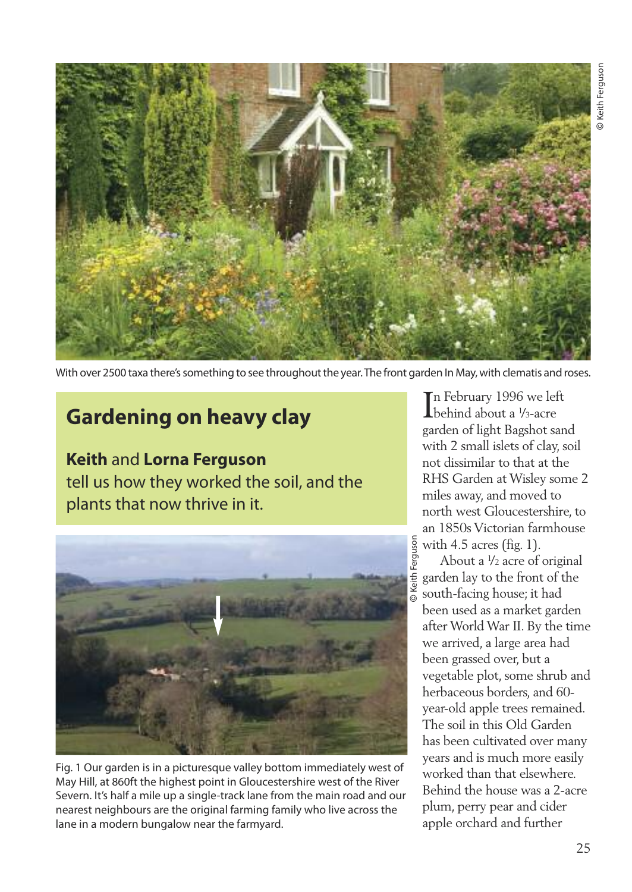With over 2500 taxa there's something to see throughout the year. The front garden In May, with clematis and roses.

# Gardening on heavy clay

**Keith** and **Lorna Ferguson** tell us how they worked the soil, and the plants that now thrive in it.

Fig. 1 Our garden is in a picturesque valley bottom immediately west of May Hill, at 860ft the highest point in Gloucestershire west of the River Severn. It's half a mile up a single-track lane from the main road and our nearest neighbours are the original farming family who live across the lane in a modern bungalow near the farmyard.

In February 1996 we left behind about a ⅓-acre garden of light Bagshot sand with 2 small islets of clay, soil not dissimilar to that at the RHS Garden at Wisley some 2 miles away, and moved to north west Gloucestershire, to an 1850s Victorian farmhouse with 4.5 acres (fig. 1).

About a ½ acre of original garden lay to the front of the south-facing house; it had been used as a market garden after World War II. By the time we arrived, a large area had been grassed over, but a vegetable plot, some shrub and herbaceous borders, and 60-year-old apple trees remained. The soil in this Old Garden has been cultivated over many years and is much more easily worked than that elsewhere. Behind the house was a 2-acre plum, perry pear and cider apple orchard and further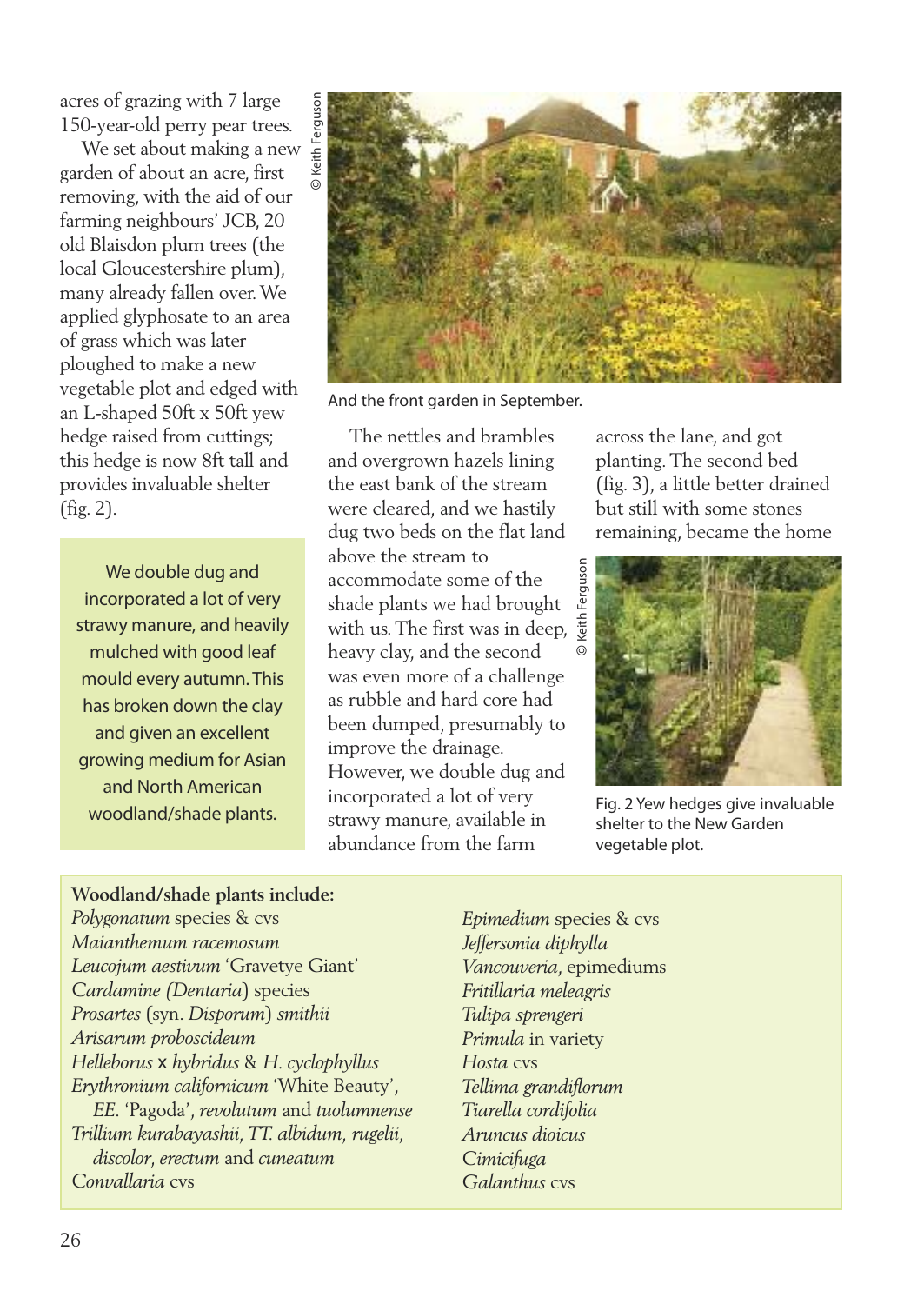acres of grazing with 7 large 150-year-old perry pear trees.

We set about making a new garden of about an acre, first removing, with the aid of our farming neighbours' JCB, 20 old Blaisdon plum trees (the local Gloucestershire plum), many already fallen over. We applied glyphosate to an area of grass which was later ploughed to make a new vegetable plot and edged with an L-shaped 50ft x 50ft yew hedge raised from cuttings; this hedge is now 8ft tall and provides invaluable shelter (fig. 2).

> We double dug and incorporated a lot of very strawy manure, and heavily mulched with good leaf mould every autumn. This has broken down the clay and given an excellent growing medium for Asian and North American woodland/shade plants.

© Keith Ferguson

And the front garden in September.

The nettles and brambles and overgrown hazels lining the east bank of the stream were cleared, and we hastily dug two beds on the flat land above the stream to accommodate some of the shade plants we had brought with us. The first was in deep, heavy clay, and the second was even more of a challenge as rubble and hard core had been dumped, presumably to improve the drainage. However, we double dug and incorporated a lot of very strawy manure, available in abundance from the farm across the lane, and got planting. The second bed (fig. 3), a little better drained but still with some stones remaining, became the home

© Keith Ferguson

Fig. 2 Yew hedges give invaluable shelter to the New Garden vegetable plot.

**Woodland/shade plants include:**

*Polygonatum* species & cvs
*Maianthemum racemosum*
*Leucojum aestivum* 'Gravetye Giant'
*Cardamine (Dentaria)* species
*Prosartes* (syn. *Disporum*) *smithii*
*Arisarum proboscideum*
*Helleborus* x *hybridus* & *H. cyclophyllus*
*Erythronium californicum* 'White Beauty', *EE.* 'Pagoda', *revolutum* and *tuolumnense*
*Trillium kurabayashii*, *TT. albidum*, *rugelii*, *discolor*, *erectum* and *cuneatum*
*Convallaria* cvs
*Epimedium* species & cvs
*Jeffersonia diphylla*
*Vancouveria*, epimediums
*Fritillaria meleagris*
*Tulipa sprengeri*
*Primula* in variety
*Hosta* cvs
*Tellima grandiflorum*
*Tiarella cordifolia*
*Aruncus dioicus*
*Cimicifuga*
*Galanthus* cvs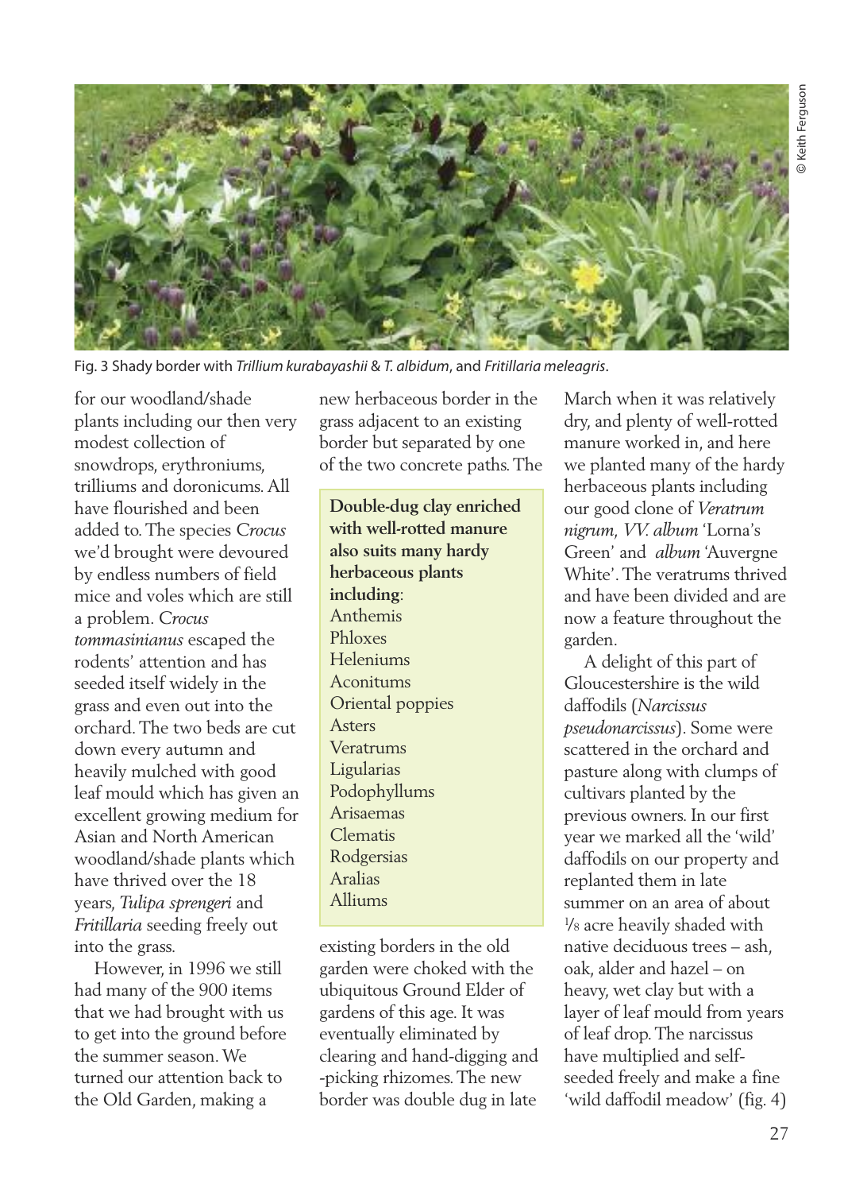Fig. 3 Shady border with *Trillium kurabayashii* & *T. albidum*, and *Fritillaria meleagris*.

for our woodland/shade plants including our then very modest collection of snowdrops, erythroniums, trilliums and doronicums. All have flourished and been added to. The species *Crocus* we'd brought were devoured by endless numbers of field mice and voles which are still a problem. *Crocus tommasinianus* escaped the rodents' attention and has seeded itself widely in the grass and even out into the orchard. The two beds are cut down every autumn and heavily mulched with good leaf mould which has given an excellent growing medium for Asian and North American woodland/shade plants which have thrived over the 18 years, *Tulipa sprengeri* and *Fritillaria* seeding freely out into the grass.

However, in 1996 we still had many of the 900 items that we had brought with us to get into the ground before the summer season. We turned our attention back to the Old Garden, making a new herbaceous border in the grass adjacent to an existing border but separated by one of the two concrete paths. The existing borders in the old garden were choked with the ubiquitous Ground Elder of gardens of this age. It was eventually eliminated by clearing and hand-digging and -picking rhizomes. The new border was double dug in late March when it was relatively dry, and plenty of well-rotted manure worked in, and here we planted many of the hardy herbaceous plants including our good clone of *Veratrum nigrum*, *V.V. album* 'Lorna's Green' and *album* 'Auvergne White'. The veratrums thrived and have been divided and are now a feature throughout the garden.

**Double-dug clay enriched with well-rotted manure also suits many hardy herbaceous plants including**:

Anthemis
Phloxes
Heleniums
Aconitums
Oriental poppies
Asters
Veratrums
Ligularias
Podophyllums
Arisaemas
Clematis
Rodgersias
Aralias
Alliums

A delight of this part of Gloucestershire is the wild daffodils (*Narcissus pseudonarcissus*). Some were scattered in the orchard and pasture along with clumps of cultivars planted by the previous owners. In our first year we marked all the 'wild' daffodils on our property and replanted them in late summer on an area of about ⅛ acre heavily shaded with native deciduous trees – ash, oak, alder and hazel – on heavy, wet clay but with a layer of leaf mould from years of leaf drop. The narcissus have multiplied and self-seeded freely and make a fine 'wild daffodil meadow' (fig. 4)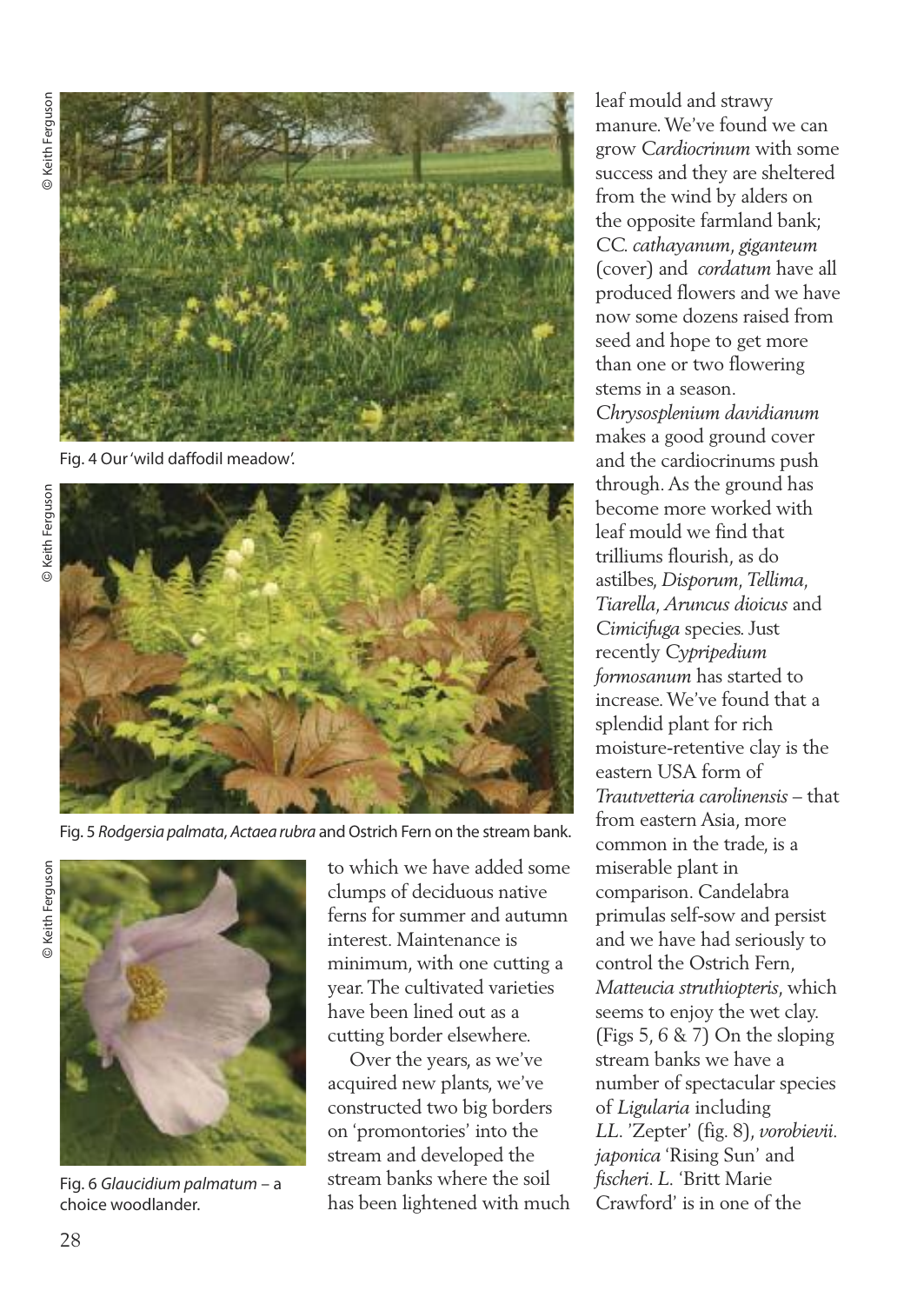Fig. 4 Our 'wild daffodil meadow'.

Fig. 5 *Rodgersia palmata*, *Actaea rubra* and Ostrich Fern on the stream bank.

Fig. 6 *Glaucidium palmatum* – a choice woodlander.

to which we have added some clumps of deciduous native ferns for summer and autumn interest. Maintenance is minimum, with one cutting a year. The cultivated varieties have been lined out as a cutting border elsewhere.

Over the years, as we've acquired new plants, we've constructed two big borders on 'promontories' into the stream and developed the stream banks where the soil has been lightened with much leaf mould and strawy manure. We've found we can grow *Cardiocrinum* with some success and they are sheltered from the wind by alders on the opposite farmland bank; *CC. cathayanum*, *giganteum* (cover) and *cordatum* have all produced flowers and we have now some dozens raised from seed and hope to get more than one or two flowering stems in a season. *Chrysosplenium davidianum* makes a good ground cover and the cardiocrinums push through. As the ground has become more worked with leaf mould we find that trilliums flourish, as do astilbes, *Disporum*, *Tellima*, *Tiarella*, *Aruncus dioicus* and *Cimicifuga* species. Just recently *Cypripedium formosanum* has started to increase. We've found that a splendid plant for rich moisture-retentive clay is the eastern USA form of *Trautvetteria carolinensis* – that from eastern Asia, more common in the trade, is a miserable plant in comparison. Candelabra primulas self-sow and persist and we have had seriously to control the Ostrich Fern, *Matteucia struthiopteris*, which seems to enjoy the wet clay. (Figs 5, 6 & 7) On the sloping stream banks we have a number of spectacular species of *Ligularia* including *LL.* 'Zepter' (fig. 8), *vorobievii*. *japonica* 'Rising Sun' and *fischeri*. *L.* 'Britt Marie Crawford' is in one of the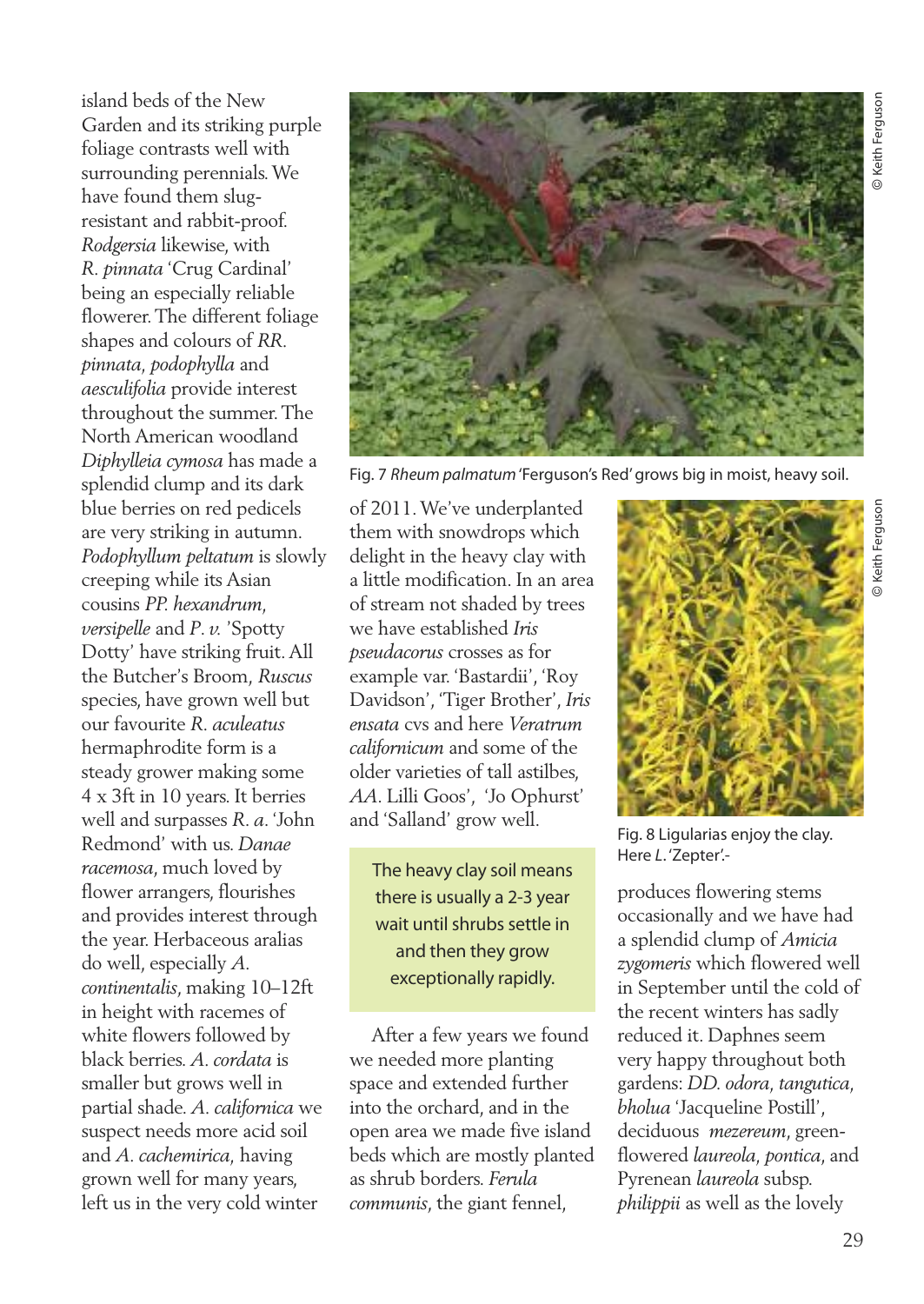island beds of the New Garden and its striking purple foliage contrasts well with surrounding perennials. We have found them slug-resistant and rabbit-proof. *Rodgersia* likewise, with *R. pinnata* 'Crug Cardinal' being an especially reliable flowerer. The different foliage shapes and colours of *RR. pinnata*, *podophylla* and *aesculifolia* provide interest throughout the summer. The North American woodland *Diphylleia cymosa* has made a splendid clump and its dark blue berries on red pedicels are very striking in autumn. *Podophyllum peltatum* is slowly creeping while its Asian cousins *PP. hexandrum*, *versipelle* and *P. v.* 'Spotty Dotty' have striking fruit. All the Butcher's Broom, *Ruscus* species, have grown well but our favourite *R. aculeatus* hermaphrodite form is a steady grower making some 4 x 3ft in 10 years. It berries well and surpasses *R. a.* 'John Redmond' with us. *Danae racemosa*, much loved by flower arrangers, flourishes and provides interest through the year. Herbaceous aralias do well, especially *A. continentalis*, making 10–12ft in height with racemes of white flowers followed by black berries. *A. cordata* is smaller but grows well in partial shade. *A. californica* we suspect needs more acid soil and *A. cachemirica*, having grown well for many years, left us in the very cold winter of 2011. We've underplanted them with snowdrops which delight in the heavy clay with a little modification. In an area of stream not shaded by trees we have established *Iris pseudacorus* crosses as for example var. 'Bastardii', 'Roy Davidson', 'Tiger Brother', *Iris ensata* cvs and here *Veratrum californicum* and some of the older varieties of tall astilbes, *AA*. Lilli Goos', 'Jo Ophurst' and 'Salland' grow well.

Fig. 7 *Rheum palmatum* 'Ferguson's Red' grows big in moist, heavy soil.

> The heavy clay soil means there is usually a 2-3 year wait until shrubs settle in and then they grow exceptionally rapidly.

After a few years we found we needed more planting space and extended further into the orchard, and in the open area we made five island beds which are mostly planted as shrub borders. *Ferula communis*, the giant fennel, produces flowering stems occasionally and we have had a splendid clump of *Amicia zygomeris* which flowered well in September until the cold of the recent winters has sadly reduced it. Daphnes seem very happy throughout both gardens: *DD. odora*, *tangutica*, *bholua* 'Jacqueline Postill', deciduous *mezereum*, green-flowered *laureola*, *pontica*, and Pyrenean *laureola* subsp. *philippii* as well as the lovely

Fig. 8 Ligularias enjoy the clay. Here *L.* 'Zepter'.-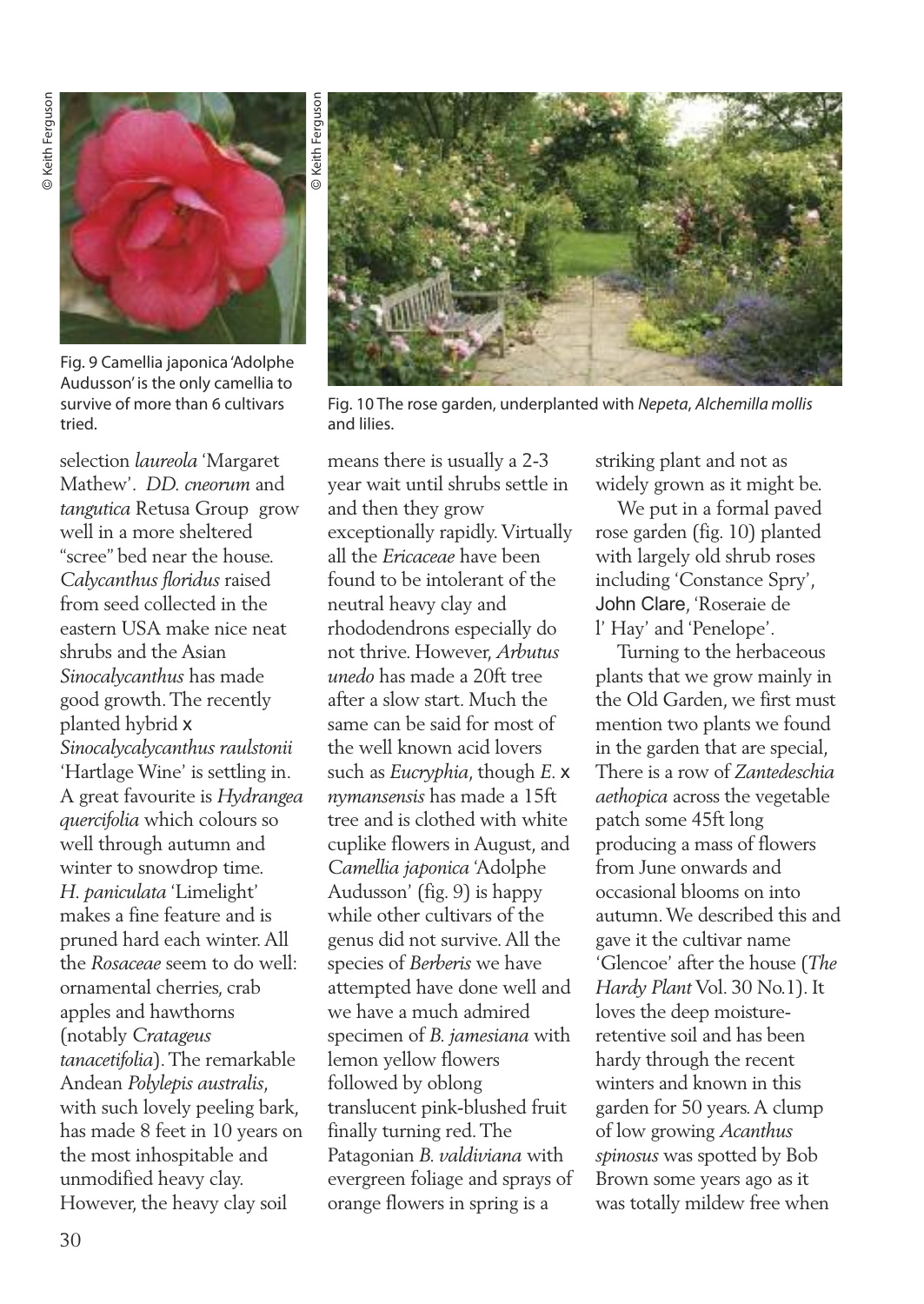Fig. 9 Camellia japonica 'Adolphe Audusson' is the only camellia to survive of more than 6 cultivars tried.

Fig. 10 The rose garden, underplanted with *Nepeta*, *Alchemilla mollis* and lilies.

selection *laureola* 'Margaret Mathew'. *DD. cneorum* and *tangutica* Retusa Group grow well in a more sheltered "scree" bed near the house. *Calycanthus floridus* raised from seed collected in the eastern USA make nice neat shrubs and the Asian *Sinocalycanthus* has made good growth. The recently planted hybrid x *Sinocalycalycanthus raulstonii* 'Hartlage Wine' is settling in. A great favourite is *Hydrangea quercifolia* which colours so well through autumn and winter to snowdrop time. *H. paniculata* 'Limelight' makes a fine feature and is pruned hard each winter. All the *Rosaceae* seem to do well: ornamental cherries, crab apples and hawthorns (notably C*rataegus tanacetifolia*). The remarkable Andean *Polylepis australis*, with such lovely peeling bark, has made 8 feet in 10 years on the most inhospitable and unmodified heavy clay. However, the heavy clay soil means there is usually a 2-3 year wait until shrubs settle in and then they grow exceptionally rapidly. Virtually all the *Ericaceae* have been found to be intolerant of the neutral heavy clay and rhododendrons especially do not thrive. However, *Arbutus unedo* has made a 20ft tree after a slow start. Much the same can be said for most of the well known acid lovers such as *Eucryphia*, though *E.* x *nymansensis* has made a 15ft tree and is clothed with white cuplike flowers in August, and *Camellia japonica* 'Adolphe Audusson' (fig. 9) is happy while other cultivars of the genus did not survive. All the species of *Berberis* we have attempted have done well and we have a much admired specimen of *B. jamesiana* with lemon yellow flowers followed by oblong translucent pink-blushed fruit finally turning red. The Patagonian *B. valdiviana* with evergreen foliage and sprays of orange flowers in spring is a striking plant and not as widely grown as it might be.

We put in a formal paved rose garden (fig. 10) planted with largely old shrub roses including 'Constance Spry', John Clare, 'Roseraie de l' Hay' and 'Penelope'.

Turning to the herbaceous plants that we grow mainly in the Old Garden, we first must mention two plants we found in the garden that are special, There is a row of *Zantedeschia aethopica* across the vegetable patch some 45ft long producing a mass of flowers from June onwards and occasional blooms on into autumn. We described this and gave it the cultivar name 'Glencoe' after the house (*The Hardy Plant* Vol. 30 No.1). It loves the deep moisture-retentive soil and has been hardy through the recent winters and known in this garden for 50 years. A clump of low growing *Acanthus spinosus* was spotted by Bob Brown some years ago as it was totally mildew free when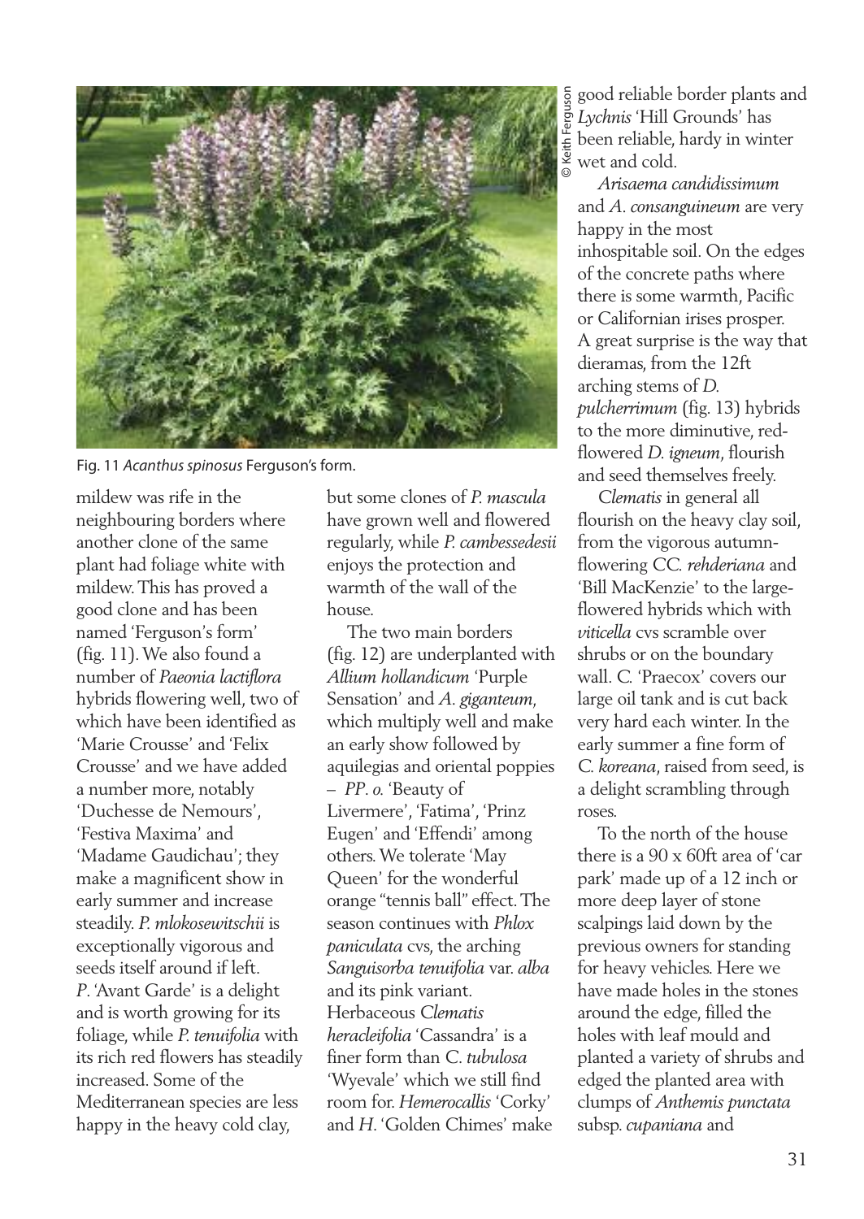Fig. 11 *Acanthus spinosus* Ferguson's form.

mildew was rife in the neighbouring borders where another clone of the same plant had foliage white with mildew. This has proved a good clone and has been named 'Ferguson's form' (fig. 11). We also found a number of *Paeonia lactiflora* hybrids flowering well, two of which have been identified as 'Marie Crousse' and 'Felix Crousse' and we have added a number more, notably 'Duchesse de Nemours', 'Festiva Maxima' and 'Madame Gaudichau'; they make a magnificent show in early summer and increase steadily. *P. mlokosewitschii* is exceptionally vigorous and seeds itself around if left. *P*. 'Avant Garde' is a delight and is worth growing for its foliage, while *P. tenuifolia* with its rich red flowers has steadily increased. Some of the Mediterranean species are less happy in the heavy cold clay, but some clones of *P. mascula* have grown well and flowered regularly, while *P. cambessedesii* enjoys the protection and warmth of the wall of the house.

The two main borders (fig. 12) are underplanted with *Allium hollandicum* 'Purple Sensation' and *A. giganteum*, which multiply well and make an early show followed by aquilegias and oriental poppies – *PP. o.* 'Beauty of Livermere', 'Fatima', 'Prinz Eugen' and 'Effendi' among others. We tolerate 'May Queen' for the wonderful orange "tennis ball" effect. The season continues with *Phlox paniculata* cvs, the arching *Sanguisorba tenuifolia* var. *alba* and its pink variant. Herbaceous *Clematis heracleifolia* 'Cassandra' is a finer form than *C. tubulosa* 'Wyevale' which we still find room for. *Hemerocallis* 'Corky' and *H*. 'Golden Chimes' make good reliable border plants and *Lychnis* 'Hill Grounds' has been reliable, hardy in winter wet and cold.

*Arisaema candidissimum* and *A. consanguineum* are very happy in the most inhospitable soil. On the edges of the concrete paths where there is some warmth, Pacific or Californian irises prosper. A great surprise is the way that dieramas, from the 12ft arching stems of *D. pulcherrimum* (fig. 13) hybrids to the more diminutive, red-flowered *D. igneum*, flourish and seed themselves freely.

*Clematis* in general all flourish on the heavy clay soil, from the vigorous autumn-flowering CC. *rehderiana* and 'Bill MacKenzie' to the large-flowered hybrids which with *viticella* cvs scramble over shrubs or on the boundary wall. C. 'Praecox' covers our large oil tank and is cut back very hard each winter. In the early summer a fine form of *C. koreana*, raised from seed, is a delight scrambling through roses.

To the north of the house there is a 90 x 60ft area of 'car park' made up of a 12 inch or more deep layer of stone scalpings laid down by the previous owners for standing for heavy vehicles. Here we have made holes in the stones around the edge, filled the holes with leaf mould and planted a variety of shrubs and edged the planted area with clumps of *Anthemis punctata* subsp. *cupaniana* and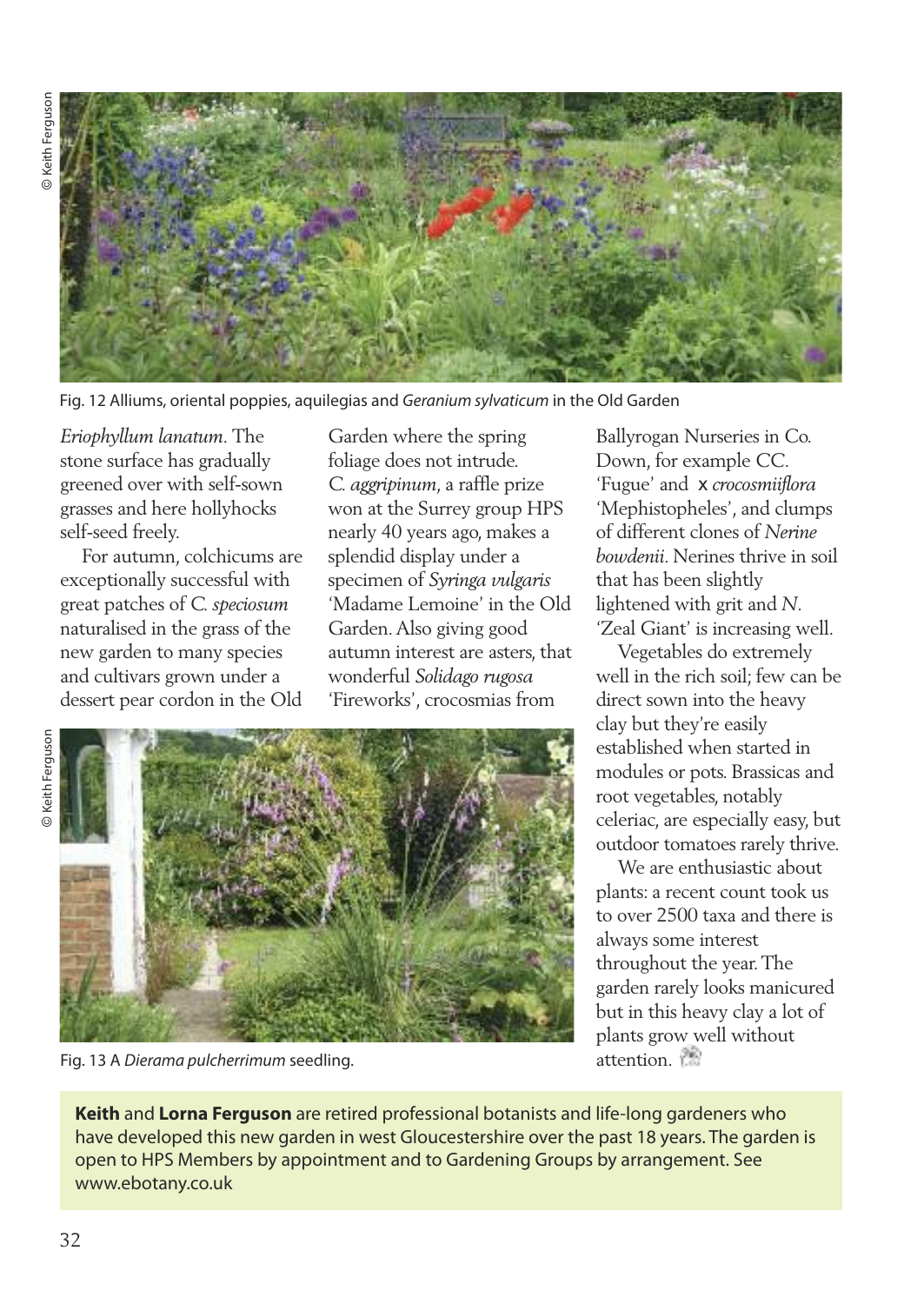Fig. 12 Alliums, oriental poppies, aquilegias and *Geranium sylvaticum* in the Old Garden

*Eriophyllum lanatum*. The stone surface has gradually greened over with self-sown grasses and here hollyhocks self-seed freely.

For autumn, colchicums are exceptionally successful with great patches of *C. speciosum* naturalised in the grass of the new garden to many species and cultivars grown under a dessert pear cordon in the Old Garden where the spring foliage does not intrude. *C. aggripinum*, a raffle prize won at the Surrey group HPS nearly 40 years ago, makes a splendid display under a specimen of *Syringa vulgaris* 'Madame Lemoine' in the Old Garden. Also giving good autumn interest are asters, that wonderful *Solidago rugosa* 'Fireworks', crocosmias from Ballyrogan Nurseries in Co. Down, for example CC. 'Fugue' and x *crocosmiiflora* 'Mephistopheles', and clumps of different clones of *Nerine bowdenii*. Nerines thrive in soil that has been slightly lightened with grit and *N*. 'Zeal Giant' is increasing well.

Vegetables do extremely well in the rich soil; few can be direct sown into the heavy clay but they're easily established when started in modules or pots. Brassicas and root vegetables, notably celeriac, are especially easy, but outdoor tomatoes rarely thrive.

We are enthusiastic about plants: a recent count took us to over 2500 taxa and there is always some interest throughout the year. The garden rarely looks manicured but in this heavy clay a lot of plants grow well without attention.

Fig. 13 A *Dierama pulcherrimum* seedling.

**Keith** and **Lorna Ferguson** are retired professional botanists and life-long gardeners who have developed this new garden in west Gloucestershire over the past 18 years. The garden is open to HPS Members by appointment and to Gardening Groups by arrangement. See www.ebotany.co.uk